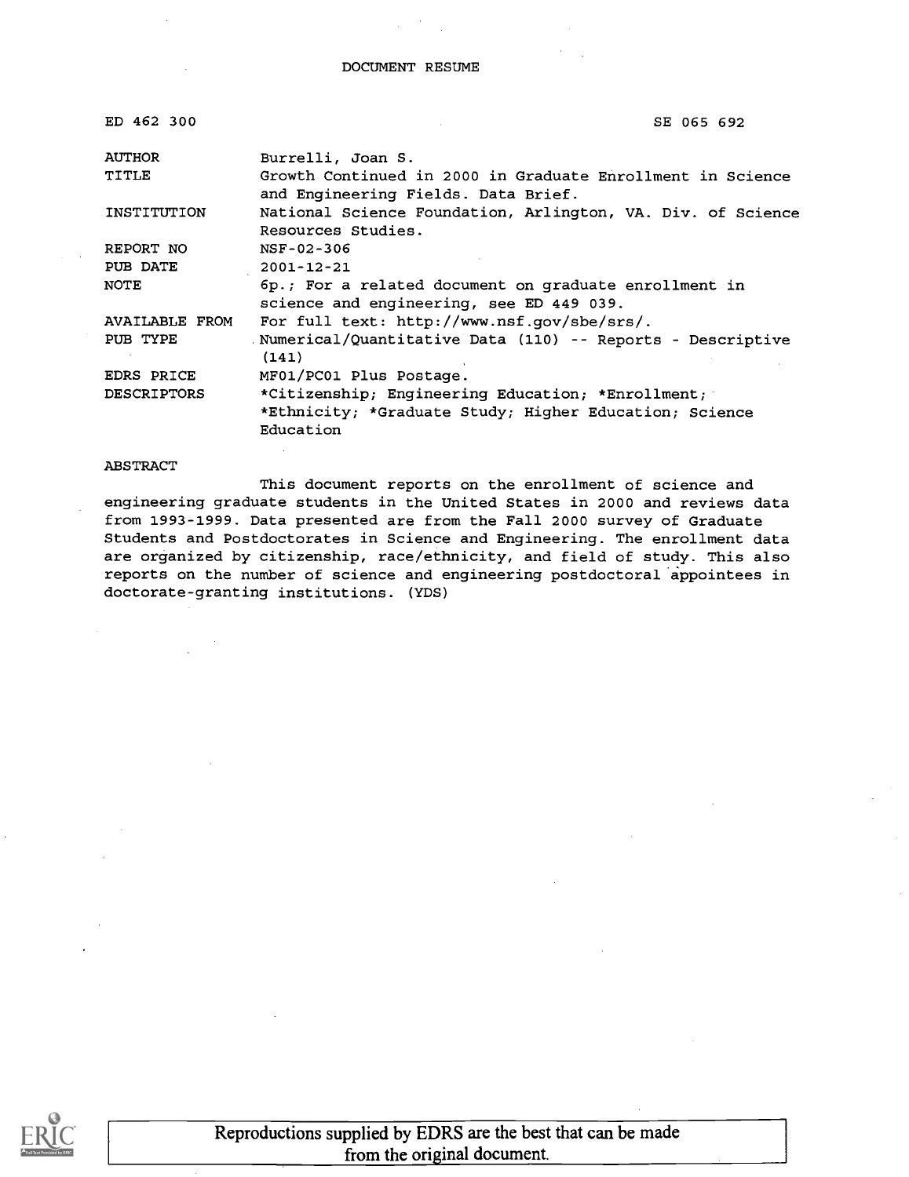DOCUMENT RESUME

| | |
|---|---|
| ED 462 300 | SE 065 692 |
| AUTHOR | Burrelli, Joan S. |
| TITLE | Growth Continued in 2000 in Graduate Enrollment in Science and Engineering Fields. Data Brief. |
| INSTITUTION | National Science Foundation, Arlington, VA. Div. of Science Resources Studies. |
| REPORT NO | NSF-02-306 |
| PUB DATE | 2001-12-21 |
| NOTE | 6p.; For a related document on graduate enrollment in science and engineering, see ED 449 039. |
| AVAILABLE FROM | For full text: http://www.nsf.gov/sbe/srs/. |
| PUB TYPE | Numerical/Quantitative Data (110) -- Reports - Descriptive (141) |
| EDRS PRICE | MF01/PC01 Plus Postage. |
| DESCRIPTORS | *Citizenship; Engineering Education; *Enrollment; *Ethnicity; *Graduate Study; Higher Education; Science Education |

ABSTRACT

This document reports on the enrollment of science and engineering graduate students in the United States in 2000 and reviews data from 1993-1999. Data presented are from the Fall 2000 survey of Graduate Students and Postdoctorates in Science and Engineering. The enrollment data are organized by citizenship, race/ethnicity, and field of study. This also reports on the number of science and engineering postdoctoral appointees in doctorate-granting institutions. (YDS)

Reproductions supplied by EDRS are the best that can be made from the original document.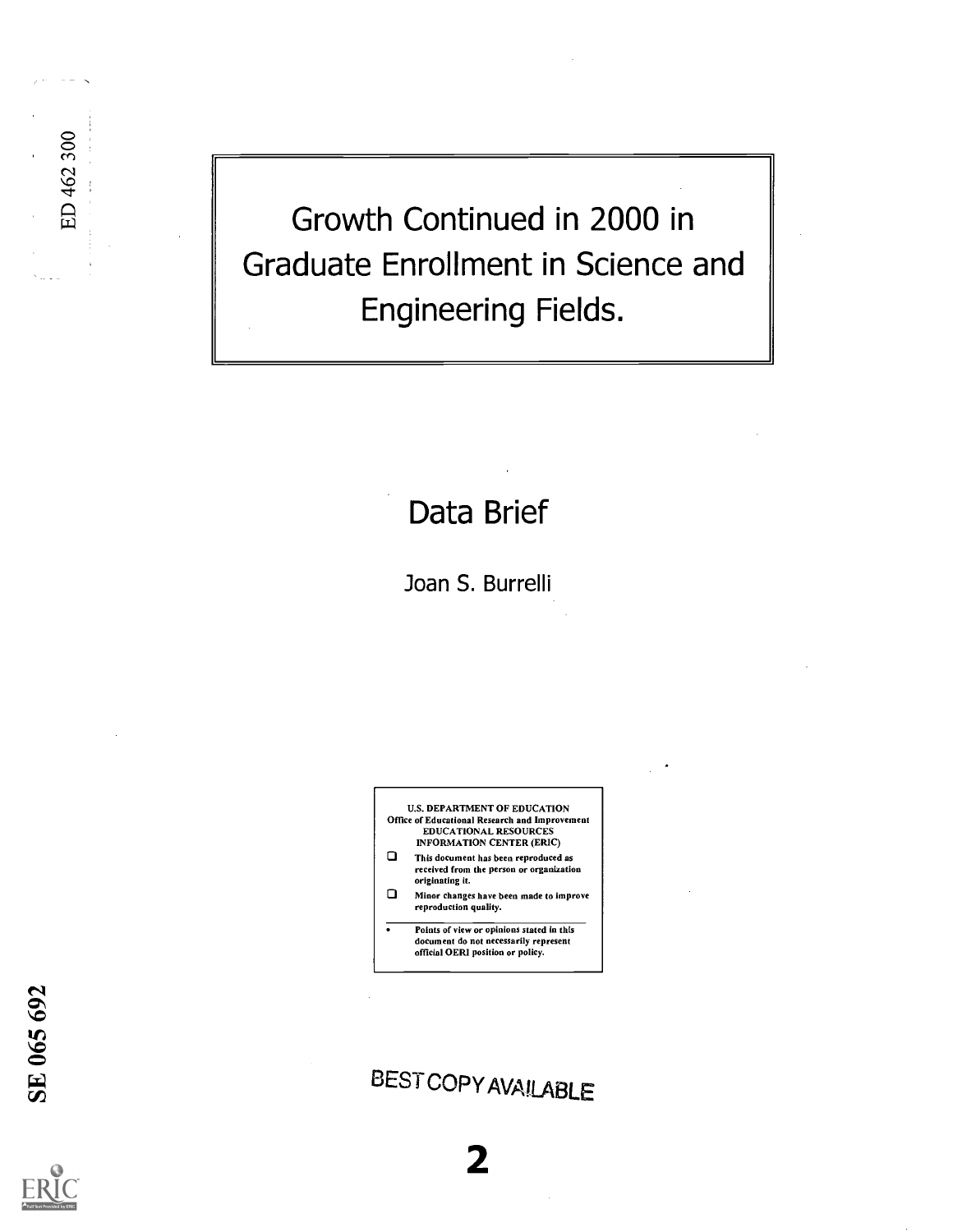# Growth Continued in 2000 in Graduate Enrollment in Science and Engineering Fields.

## Data Brief

Joan S. Burrelli

U.S. DEPARTMENT OF EDUCATION
Office of Educational Research and Improvement
EDUCATIONAL RESOURCES
INFORMATION CENTER (ERIC)

- This document has been reproduced as received from the person or organization originating it.
- Minor changes have been made to improve reproduction quality.

- Points of view or opinions stated in this document do not necessarily represent official OERI position or policy.

ED 462 300

SE 065 692

BEST COPY AVAILABLE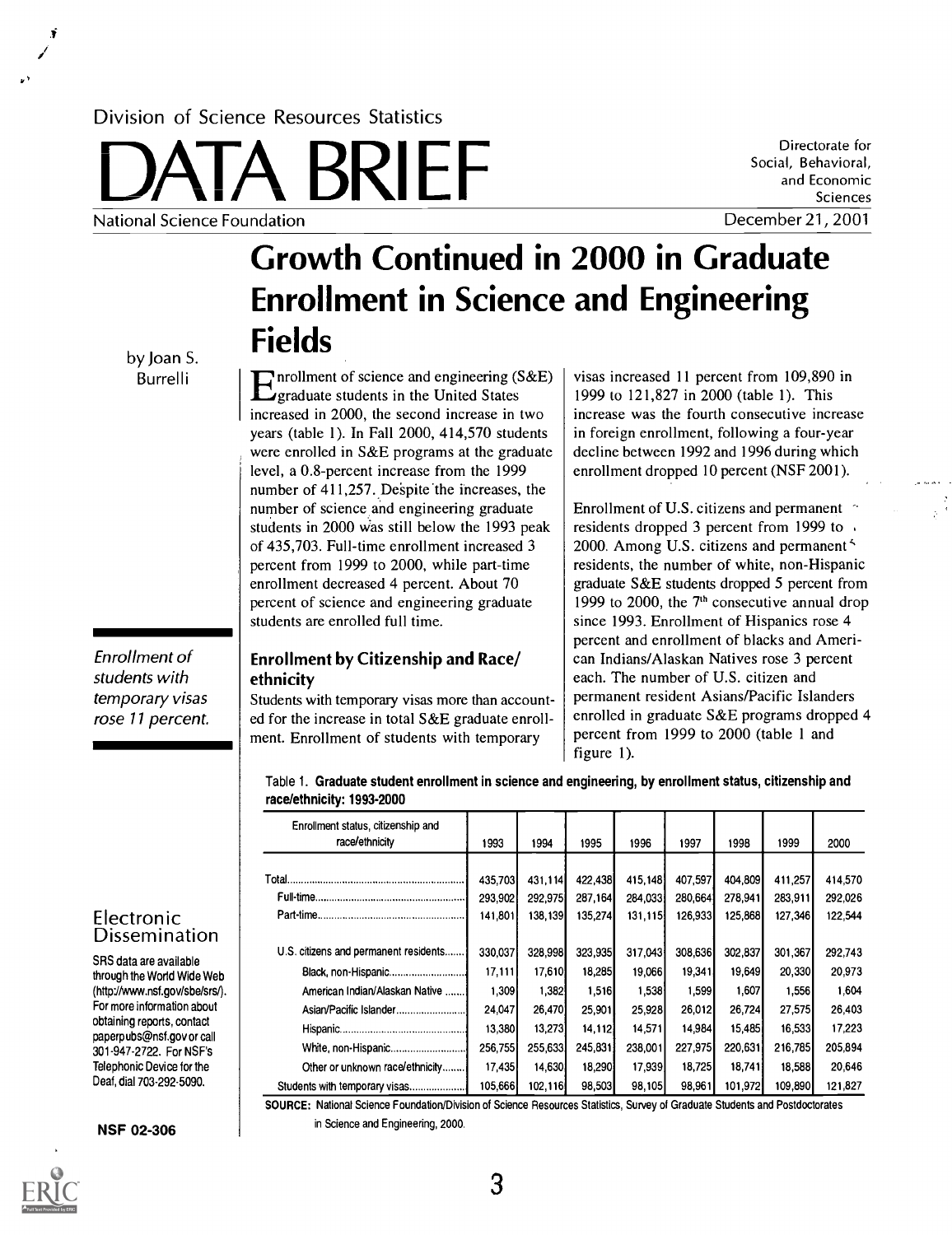Division of Science Resources Statistics

# DATA BRIEF

National Science Foundation

Directorate for Social, Behavioral, and Economic Sciences

December 21, 2001

## Growth Continued in 2000 in Graduate Enrollment in Science and Engineering Fields

by Joan S. Burrelli

Enrollment of science and engineering (S&E) graduate students in the United States increased in 2000, the second increase in two years (table 1). In Fall 2000, 414,570 students were enrolled in S&E programs at the graduate level, a 0.8-percent increase from the 1999 number of 411,257. Despite the increases, the number of science and engineering graduate students in 2000 was still below the 1993 peak of 435,703. Full-time enrollment increased 3 percent from 1999 to 2000, while part-time enrollment decreased 4 percent. About 70 percent of science and engineering graduate students are enrolled full time.

*Enrollment of students with temporary visas rose 11 percent.*

### Enrollment by Citizenship and Race/ethnicity

Students with temporary visas more than accounted for the increase in total S&E graduate enrollment. Enrollment of students with temporary visas increased 11 percent from 109,890 in 1999 to 121,827 in 2000 (table 1). This increase was the fourth consecutive increase in foreign enrollment, following a four-year decline between 1992 and 1996 during which enrollment dropped 10 percent (NSF 2001).

Enrollment of U.S. citizens and permanent residents dropped 3 percent from 1999 to 2000. Among U.S. citizens and permanent residents, the number of white, non-Hispanic graduate S&E students dropped 5 percent from 1999 to 2000, the 7th consecutive annual drop since 1993. Enrollment of Hispanics rose 4 percent and enrollment of blacks and American Indians/Alaskan Natives rose 3 percent each. The number of U.S. citizen and permanent resident Asians/Pacific Islanders enrolled in graduate S&E programs dropped 4 percent from 1999 to 2000 (table 1 and figure 1).

Table 1. **Graduate student enrollment in science and engineering, by enrollment status, citizenship and race/ethnicity: 1993-2000**

| Enrollment status, citizenship and race/ethnicity | 1993 | 1994 | 1995 | 1996 | 1997 | 1998 | 1999 | 2000 |
|---|---|---|---|---|---|---|---|---|
| Total | 435,703 | 431,114 | 422,438 | 415,148 | 407,597 | 404,809 | 411,257 | 414,570 |
| Full-time | 293,902 | 292,975 | 287,164 | 284,033 | 280,664 | 278,941 | 283,911 | 292,026 |
| Part-time | 141,801 | 138,139 | 135,274 | 131,115 | 126,933 | 125,868 | 127,346 | 122,544 |
| U.S. citizens and permanent residents | 330,037 | 328,998 | 323,935 | 317,043 | 308,636 | 302,837 | 301,367 | 292,743 |
| Black, non-Hispanic | 17,111 | 17,610 | 18,285 | 19,066 | 19,341 | 19,649 | 20,330 | 20,973 |
| American Indian/Alaskan Native | 1,309 | 1,382 | 1,516 | 1,538 | 1,599 | 1,607 | 1,556 | 1,604 |
| Asian/Pacific Islander | 24,047 | 26,470 | 25,901 | 25,928 | 26,012 | 26,724 | 27,575 | 26,403 |
| Hispanic | 13,380 | 13,273 | 14,112 | 14,571 | 14,984 | 15,485 | 16,533 | 17,223 |
| White, non-Hispanic | 256,755 | 255,633 | 245,831 | 238,001 | 227,975 | 220,631 | 216,785 | 205,894 |
| Other or unknown race/ethnicity | 17,435 | 14,630 | 18,290 | 17,939 | 18,725 | 18,741 | 18,588 | 20,646 |
| Students with temporary visas | 105,666 | 102,116 | 98,503 | 98,105 | 98,961 | 101,972 | 109,890 | 121,827 |

**SOURCE:** National Science Foundation/Division of Science Resources Statistics, Survey of Graduate Students and Postdoctorates in Science and Engineering, 2000.

### Electronic Dissemination

SRS data are available through the World Wide Web (http://www.nsf.gov/sbe/srs/). For more information about obtaining reports, contact paperpubs@nsf.gov or call 301-947-2722. For NSF's Telephonic Device for the Deaf, dial 703-292-5090.

**NSF 02-306**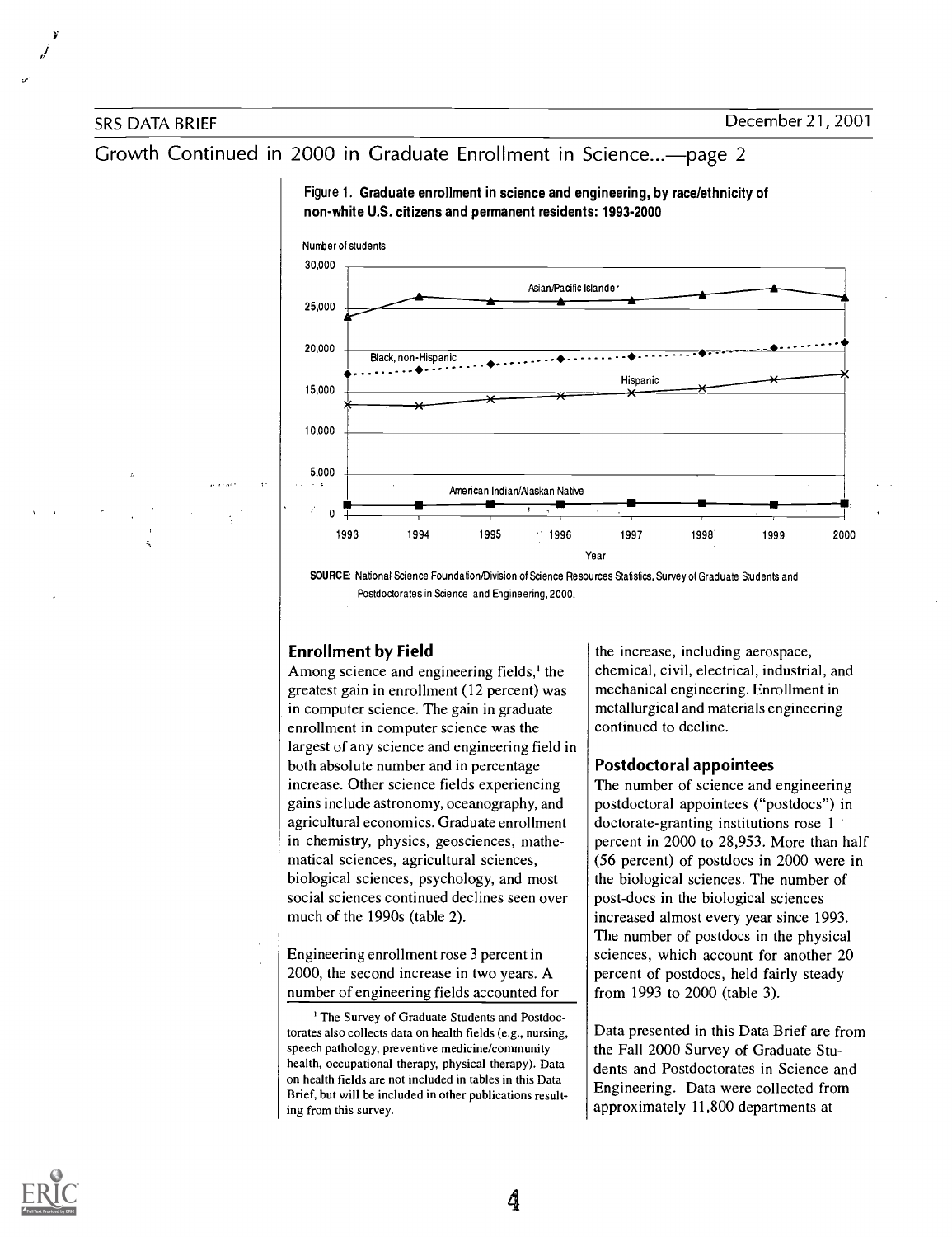Figure 1. **Graduate enrollment in science and engineering, by race/ethnicity of non-white U.S. citizens and permanent residents: 1993-2000**

SOURCE: National Science Foundation/Division of Science Resources Statistics, Survey of Graduate Students and Postdoctorates in Science and Engineering, 2000.

### Enrollment by Field

Among science and engineering fields,[1] the greatest gain in enrollment (12 percent) was in computer science. The gain in graduate enrollment in computer science was the largest of any science and engineering field in both absolute number and in percentage increase. Other science fields experiencing gains include astronomy, oceanography, and agricultural economics. Graduate enrollment in chemistry, physics, geosciences, mathematical sciences, agricultural sciences, biological sciences, psychology, and most social sciences continued declines seen over much of the 1990s (table 2).

Engineering enrollment rose 3 percent in 2000, the second increase in two years. A number of engineering fields accounted for the increase, including aerospace, chemical, civil, electrical, industrial, and mechanical engineering. Enrollment in metallurgical and materials engineering continued to decline.

### Postdoctoral appointees

The number of science and engineering postdoctoral appointees ("postdocs") in doctorate-granting institutions rose 1 percent in 2000 to 28,953. More than half (56 percent) of postdocs in 2000 were in the biological sciences. The number of post-docs in the biological sciences increased almost every year since 1993. The number of postdocs in the physical sciences, which account for another 20 percent of postdocs, held fairly steady from 1993 to 2000 (table 3).

Data presented in this Data Brief are from the Fall 2000 Survey of Graduate Students and Postdoctorates in Science and Engineering. Data were collected from approximately 11,800 departments at

[1] The Survey of Graduate Students and Postdoctorates also collects data on health fields (e.g., nursing, speech pathology, preventive medicine/community health, occupational therapy, physical therapy). Data on health fields are not included in tables in this Data Brief, but will be included in other publications resulting from this survey.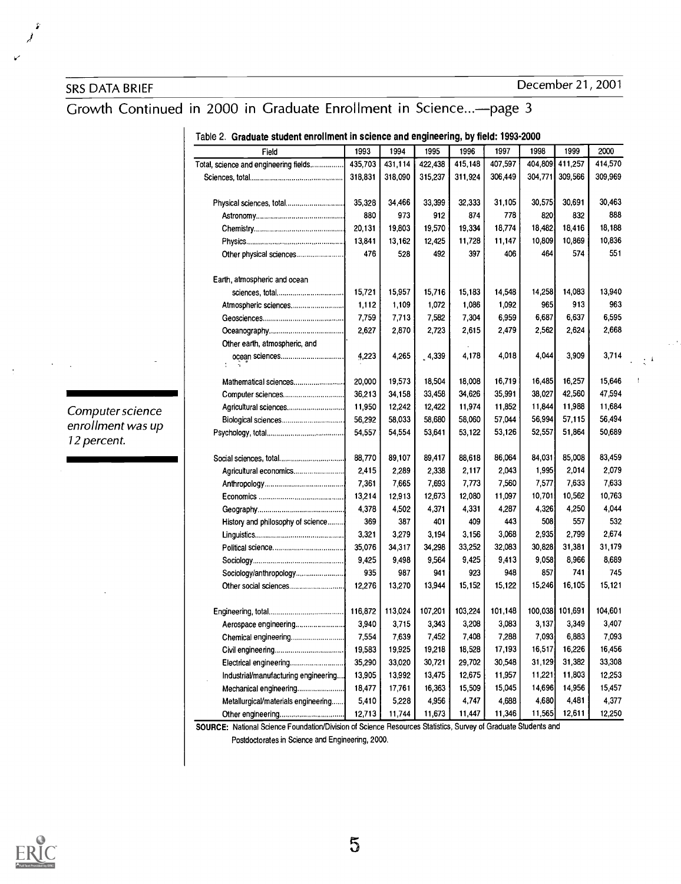Computer science enrollment was up 12 percent.

Table 2. **Graduate student enrollment in science and engineering, by field: 1993-2000**

| Field | 1993 | 1994 | 1995 | 1996 | 1997 | 1998 | 1999 | 2000 |
|---|---|---|---|---|---|---|---|---|
| Total, science and engineering fields | 435,703 | 431,114 | 422,438 | 415,148 | 407,597 | 404,809 | 411,257 | 414,570 |
| Sciences, total | 318,831 | 318,090 | 315,237 | 311,924 | 306,449 | 304,771 | 309,566 | 309,969 |
| Physical sciences, total | 35,328 | 34,466 | 33,399 | 32,333 | 31,105 | 30,575 | 30,691 | 30,463 |
| Astronomy | 880 | 973 | 912 | 874 | 778 | 820 | 832 | 888 |
| Chemistry | 20,131 | 19,803 | 19,570 | 19,334 | 18,774 | 18,482 | 18,416 | 18,188 |
| Physics | 13,841 | 13,162 | 12,425 | 11,728 | 11,147 | 10,809 | 10,869 | 10,836 |
| Other physical sciences | 476 | 528 | 492 | 397 | 406 | 464 | 574 | 551 |
| Earth, atmospheric and ocean sciences, total | 15,721 | 15,957 | 15,716 | 15,183 | 14,548 | 14,258 | 14,083 | 13,940 |
| Atmospheric sciences | 1,112 | 1,109 | 1,072 | 1,086 | 1,092 | 965 | 913 | 963 |
| Geosciences | 7,759 | 7,713 | 7,582 | 7,304 | 6,959 | 6,687 | 6,637 | 6,595 |
| Oceanography | 2,627 | 2,870 | 2,723 | 2,615 | 2,479 | 2,562 | 2,624 | 2,668 |
| Other earth, atmospheric, and ocean sciences | 4,223 | 4,265 | 4,339 | 4,178 | 4,018 | 4,044 | 3,909 | 3,714 |
| Mathematical sciences | 20,000 | 19,573 | 18,504 | 18,008 | 16,719 | 16,485 | 16,257 | 15,646 |
| Computer sciences | 36,213 | 34,158 | 33,458 | 34,626 | 35,991 | 38,027 | 42,560 | 47,594 |
| Agricultural sciences | 11,950 | 12,242 | 12,422 | 11,974 | 11,852 | 11,844 | 11,988 | 11,684 |
| Biological sciences | 56,292 | 58,033 | 58,680 | 58,060 | 57,044 | 56,994 | 57,115 | 56,494 |
| Psychology, total | 54,557 | 54,554 | 53,641 | 53,122 | 53,126 | 52,557 | 51,864 | 50,689 |
| Social sciences, total | 88,770 | 89,107 | 89,417 | 88,618 | 86,064 | 84,031 | 85,008 | 83,459 |
| Agricultural economics | 2,415 | 2,289 | 2,338 | 2,117 | 2,043 | 1,995 | 2,014 | 2,079 |
| Anthropology | 7,361 | 7,665 | 7,693 | 7,773 | 7,560 | 7,577 | 7,633 | 7,633 |
| Economics | 13,214 | 12,913 | 12,673 | 12,080 | 11,097 | 10,701 | 10,562 | 10,763 |
| Geography | 4,378 | 4,502 | 4,371 | 4,331 | 4,287 | 4,326 | 4,250 | 4,044 |
| History and philosophy of science | 369 | 387 | 401 | 409 | 443 | 508 | 557 | 532 |
| Linguistics | 3,321 | 3,279 | 3,194 | 3,156 | 3,068 | 2,935 | 2,799 | 2,674 |
| Political science | 35,076 | 34,317 | 34,298 | 33,252 | 32,083 | 30,828 | 31,381 | 31,179 |
| Sociology | 9,425 | 9,498 | 9,564 | 9,425 | 9,413 | 9,058 | 8,966 | 8,689 |
| Sociology/anthropology | 935 | 987 | 941 | 923 | 948 | 857 | 741 | 745 |
| Other social sciences | 12,276 | 13,270 | 13,944 | 15,152 | 15,122 | 15,246 | 16,105 | 15,121 |
| Engineering, total | 116,872 | 113,024 | 107,201 | 103,224 | 101,148 | 100,038 | 101,691 | 104,601 |
| Aerospace engineering | 3,940 | 3,715 | 3,343 | 3,208 | 3,083 | 3,137 | 3,349 | 3,407 |
| Chemical engineering | 7,554 | 7,639 | 7,452 | 7,408 | 7,288 | 7,093 | 6,883 | 7,093 |
| Civil engineering | 19,583 | 19,925 | 19,218 | 18,528 | 17,193 | 16,517 | 16,226 | 16,456 |
| Electrical engineering | 35,290 | 33,020 | 30,721 | 29,702 | 30,548 | 31,129 | 31,382 | 33,308 |
| Industrial/manufacturing engineering | 13,905 | 13,992 | 13,475 | 12,675 | 11,957 | 11,221 | 11,803 | 12,253 |
| Mechanical engineering | 18,477 | 17,761 | 16,363 | 15,509 | 15,045 | 14,696 | 14,956 | 15,457 |
| Metallurgical/materials engineering | 5,410 | 5,228 | 4,956 | 4,747 | 4,688 | 4,680 | 4,481 | 4,377 |
| Other engineering | 12,713 | 11,744 | 11,673 | 11,447 | 11,346 | 11,565 | 12,611 | 12,250 |

**SOURCE:** National Science Foundation/Division of Science Resources Statistics, Survey of Graduate Students and Postdoctorates in Science and Engineering, 2000.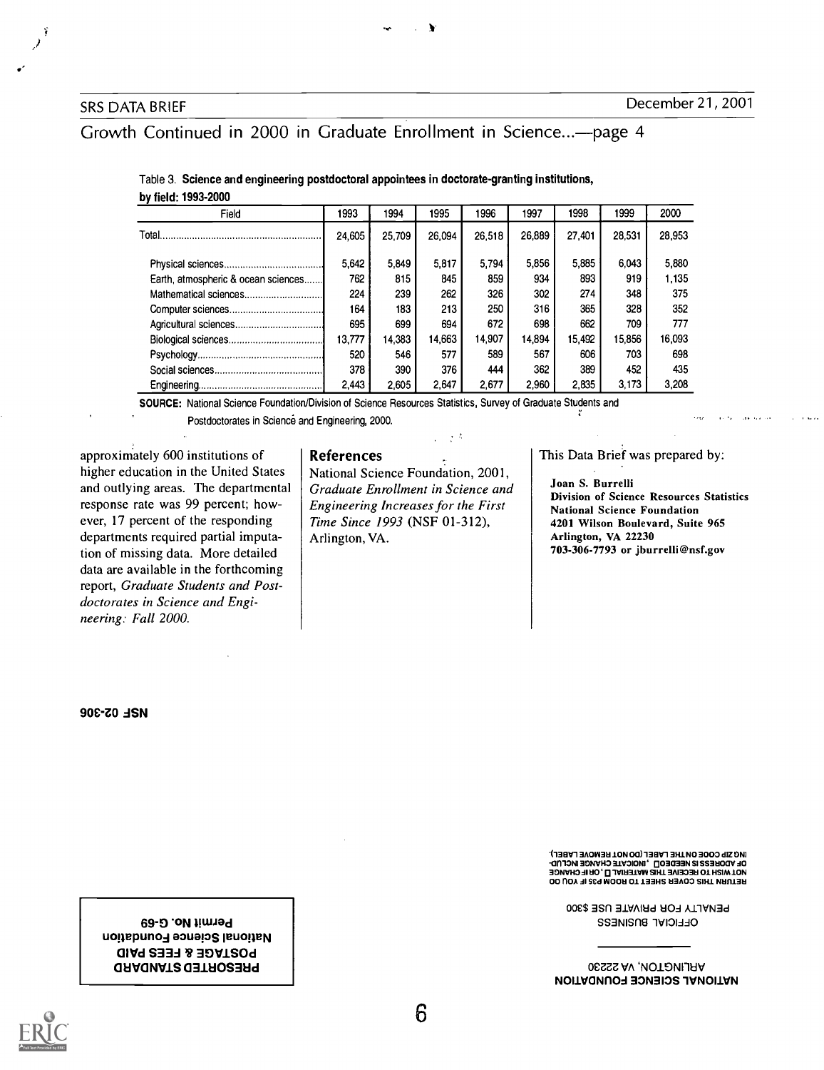## Growth Continued in 2000 in Graduate Enrollment in Science...—page 4

Table 3. **Science and engineering postdoctoral appointees in doctorate-granting institutions, by field: 1993-2000**

| Field | 1993 | 1994 | 1995 | 1996 | 1997 | 1998 | 1999 | 2000 |
|---|---|---|---|---|---|---|---|---|
| Total | 24,605 | 25,709 | 26,094 | 26,518 | 26,889 | 27,401 | 28,531 | 28,953 |
| Physical sciences | 5,642 | 5,849 | 5,817 | 5,794 | 5,856 | 5,885 | 6,043 | 5,880 |
| Earth, atmospheric & ocean sciences | 762 | 815 | 845 | 859 | 934 | 893 | 919 | 1,135 |
| Mathematical sciences | 224 | 239 | 262 | 326 | 302 | 274 | 348 | 375 |
| Computer sciences | 164 | 183 | 213 | 250 | 316 | 365 | 328 | 352 |
| Agricultural sciences | 695 | 699 | 694 | 672 | 698 | 662 | 709 | 777 |
| Biological sciences | 13,777 | 14,383 | 14,663 | 14,907 | 14,894 | 15,492 | 15,856 | 16,093 |
| Psychology | 520 | 546 | 577 | 589 | 567 | 606 | 703 | 698 |
| Social sciences | 378 | 390 | 376 | 444 | 362 | 389 | 452 | 435 |
| Engineering | 2,443 | 2,605 | 2,647 | 2,677 | 2,960 | 2,835 | 3,173 | 3,208 |

**SOURCE:** National Science Foundation/Division of Science Resources Statistics, Survey of Graduate Students and Postdoctorates in Science and Engineering, 2000.

approximately 600 institutions of higher education in the United States and outlying areas. The departmental response rate was 99 percent; however, 17 percent of the responding departments required partial imputation of missing data. More detailed data are available in the forthcoming report, *Graduate Students and Postdoctorates in Science and Engineering: Fall 2000.*

### References

National Science Foundation, 2001, *Graduate Enrollment in Science and Engineering Increases for the First Time Since 1993* (NSF 01-312), Arlington, VA.

This Data Brief was prepared by:

**Joan S. Burrelli**
**Division of Science Resources Statistics**
**National Science Foundation**
**4201 Wilson Boulevard, Suite 965**
**Arlington, VA 22230**
**703-306-7793 or jburrelli@nsf.gov**

NSF 02-306

NATIONAL SCIENCE FOUNDATION
ARLINGTON, VA 22230

OFFICIAL BUSINESS
PENALTY FOR PRIVATE USE $300

RETURN THIS COVER SHEET TO ROOM P35 IF YOU DO NOT WISH TO RECEIVE THIS MATERIAL ☐, OR IF CHANGE OF ADDRESS IS NEEDED ☐, INDICATE CHANGE INCLUDING ZIP CODE ON THE LABEL (DO NOT REMOVE LABEL).

PRESORTED STANDARD
POSTAGE & FEES PAID
National Science Foundation
Permit No. G-69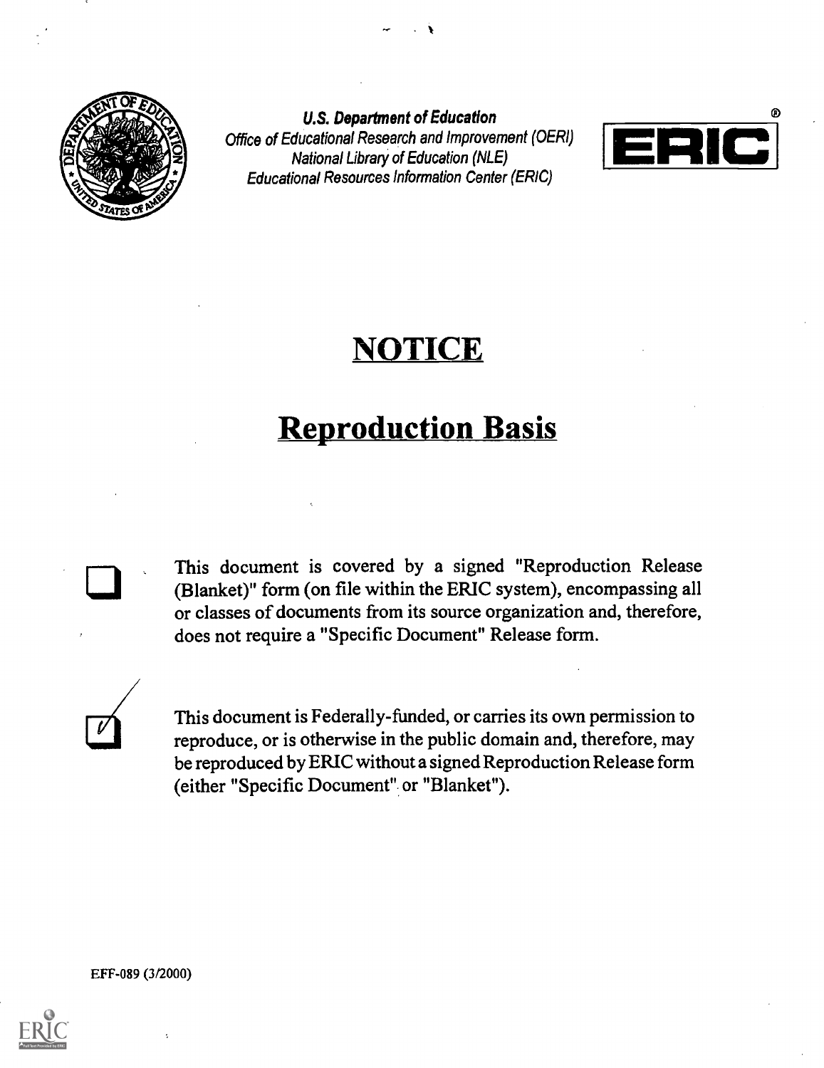**U.S. Department of Education**
*Office of Educational Research and Improvement (OERI)*
*National Library of Education (NLE)*
*Educational Resources Information Center (ERIC)*

ERIC®

# NOTICE

# Reproduction Basis

- [ ] This document is covered by a signed "Reproduction Release (Blanket)" form (on file within the ERIC system), encompassing all or classes of documents from its source organization and, therefore, does not require a "Specific Document" Release form.

- [x] This document is Federally-funded, or carries its own permission to reproduce, or is otherwise in the public domain and, therefore, may be reproduced by ERIC without a signed Reproduction Release form (either "Specific Document" or "Blanket").

EFF-089 (3/2000)